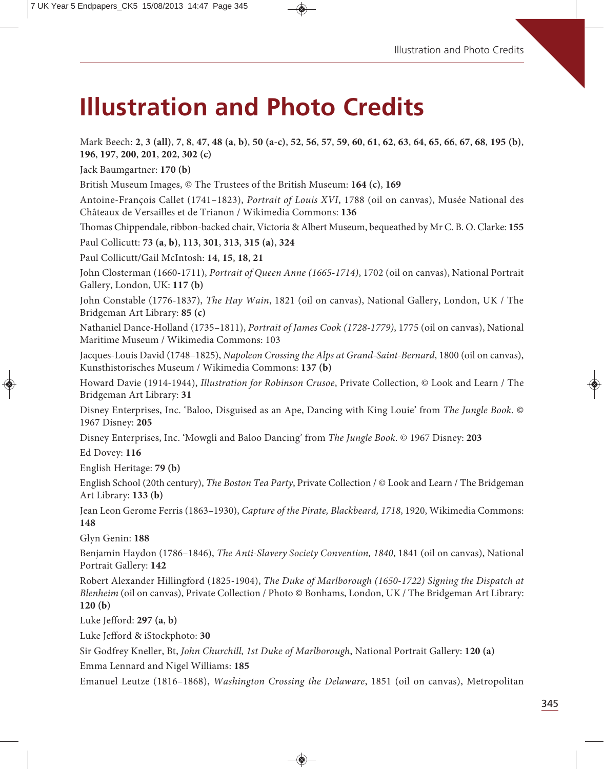# Illustration and Photo Credits

Mark Beech: **2**, **3 (all)**, **7**, **8**, **47**, **48 (a**, **b)**, **50 (a-c)**, **52**, **56**, **57**, **59**, **60**, **61**, **62**, **63**, **64**, **65**, **66**, **67**, **68**, **195 (b)**, **196**, **197**, **200**, **201**, **202**, **302 (c)**

Jack Baumgartner: **170 (b)**

British Museum Images, © The Trustees of the British Museum: **164 (c)**, **169**

Antoine-François Callet (1741–1823), *Portrait of Louis XVI*, 1788 (oil on canvas), Musée National des Châteaux de Versailles et de Trianon / Wikimedia Commons: **136**

Thomas Chippendale, ribbon-backed chair, Victoria & Albert Museum, bequeathed by Mr C. B. O. Clarke: **155**

Paul Collicutt: **73 (a**, **b)**, **113**, **301**, **313**, **315 (a)**, **324**

Paul Collicutt/Gail McIntosh: **14**, **15**, **18**, **21**

John Closterman (1660-1711), *Portrait of Queen Anne (1665-1714)*, 1702 (oil on canvas), National Portrait Gallery, London, UK: **117 (b)**

John Constable (1776-1837), *The Hay Wain*, 1821 (oil on canvas), National Gallery, London, UK / The Bridgeman Art Library: **85 (c)**

Nathaniel Dance-Holland (1735–1811), *Portrait of James Cook (1728-1779)*, 1775 (oil on canvas), National Maritime Museum / Wikimedia Commons: 103

Jacques-Louis David (1748–1825), *Napoleon Crossing the Alps at Grand-Saint-Bernard*, 1800 (oil on canvas), Kunsthistorisches Museum / Wikimedia Commons: **137 (b)**

Howard Davie (1914-1944), *Illustration for Robinson Crusoe*, Private Collection, © Look and Learn / The Bridgeman Art Library: **31**

Disney Enterprises, Inc. 'Baloo, Disguised as an Ape, Dancing with King Louie' from *The Jungle Book*. © 1967 Disney: **205**

Disney Enterprises, Inc. 'Mowgli and Baloo Dancing' from *The Jungle Book*. © 1967 Disney: **203**

Ed Dovey: **116**

English Heritage: **79 (b)**

English School (20th century), *The Boston Tea Party*, Private Collection / © Look and Learn / The Bridgeman Art Library: **133 (b)**

Jean Leon Gerome Ferris (1863–1930), *Capture of the Pirate, Blackbeard, 1718*, 1920, Wikimedia Commons: **148**

Glyn Genin: **188**

Benjamin Haydon (1786–1846), *The Anti-Slavery Society Convention, 1840*, 1841 (oil on canvas), National Portrait Gallery: **142**

Robert Alexander Hillingford (1825-1904), *The Duke of Marlborough (1650-1722) Signing the Dispatch at Blenheim* (oil on canvas), Private Collection / Photo © Bonhams, London, UK / The Bridgeman Art Library: **120 (b)**

Luke Jefford: **297 (a**, **b)**

Luke Jefford & iStockphoto: **30**

Sir Godfrey Kneller, Bt, *John Churchill, 1st Duke of Marlborough*, National Portrait Gallery: **120 (a)**

Emma Lennard and Nigel Williams: **185**

Emanuel Leutze (1816–1868), *Washington Crossing the Delaware*, 1851 (oil on canvas), Metropolitan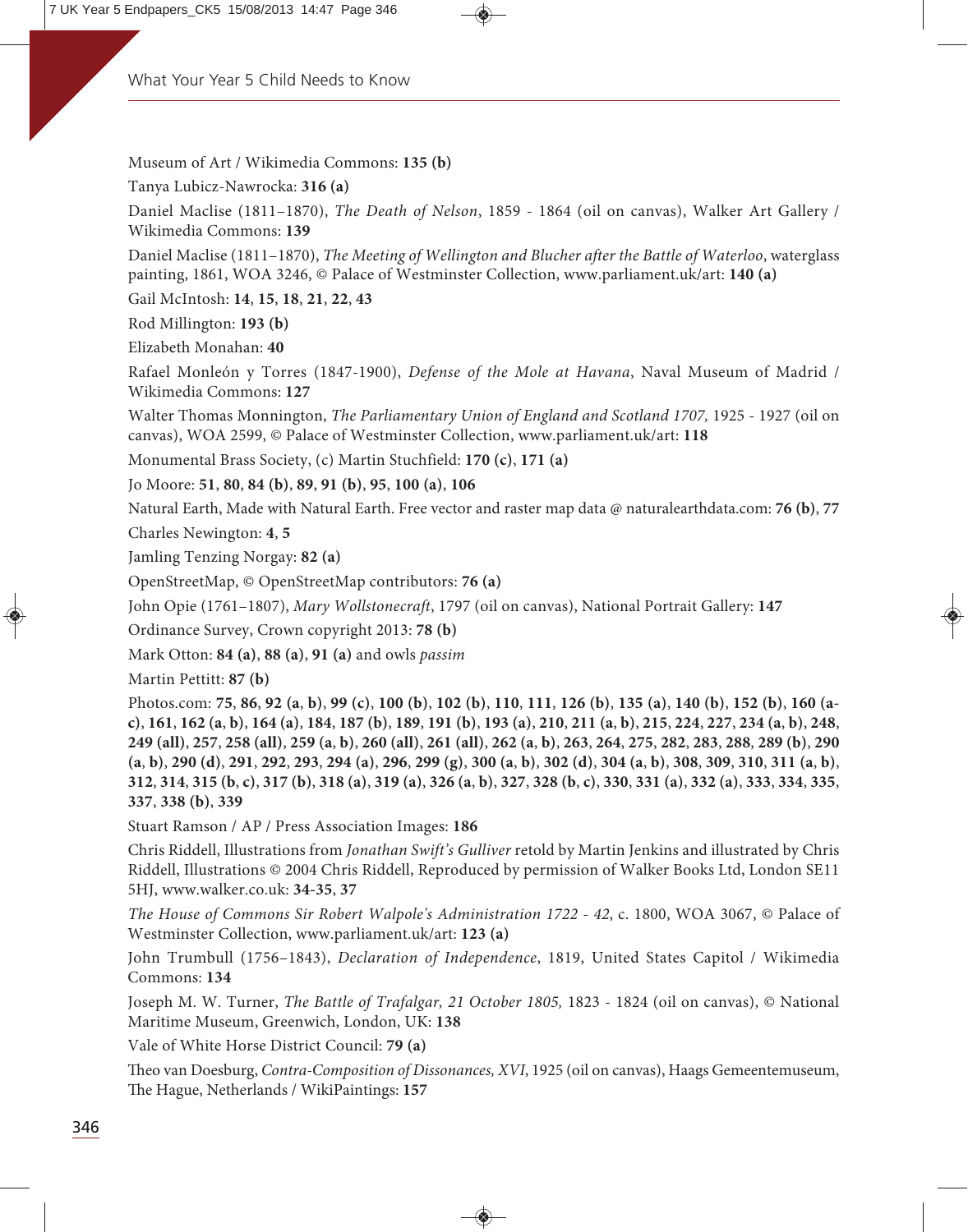Museum of Art / Wikimedia Commons: **135 (b)**

Tanya Lubicz-Nawrocka: **316 (a)**

Daniel Maclise (1811–1870), *The Death of Nelson*, 1859 - 1864 (oil on canvas), Walker Art Gallery / Wikimedia Commons: **139**

Daniel Maclise (1811–1870), *The Meeting of Wellington and Blucher after the Battle of Waterloo*, waterglass painting, 1861, WOA 3246, © Palace of Westminster Collection, www.parliament.uk/art: **140 (a)**

Gail McIntosh: **14**, **15**, **18**, **21**, **22**, **43**

Rod Millington: **193 (b)**

Elizabeth Monahan: **40**

Rafael Monleón y Torres (1847-1900), *Defense of the Mole at Havana*, Naval Museum of Madrid / Wikimedia Commons: **127**

Walter Thomas Monnington, *The Parliamentary Union of England and Scotland 1707,* 1925 - 1927 (oil on canvas), WOA 2599, © Palace of Westminster Collection, www.parliament.uk/art: **118**

Monumental Brass Society, (c) Martin Stuchfield: **170 (c)**, **171 (a)**

Jo Moore: **51**, **80**, **84 (b)**, **89**, **91 (b)**, **95**, **100 (a)**, **106**

Natural Earth, Made with Natural Earth. Free vector and raster map data @ naturalearthdata.com: **76 (b)**, **77**

Charles Newington: **4**, **5**

Jamling Tenzing Norgay: **82 (a)**

OpenStreetMap, © OpenStreetMap contributors: **76 (a)**

John Opie (1761–1807), *Mary Wollstonecraft*, 1797 (oil on canvas), National Portrait Gallery: **147**

Ordinance Survey, Crown copyright 2013: **78 (b)**

Mark Otton: **84 (a)**, **88 (a)**, **91 (a)** and owls *passim*

Martin Pettitt: **87 (b)**

Photos.com: **75**, **86**, **92 (a**, **b)**, **99 (c)**, **100 (b)**, **102 (b)**, **110**, **111**, **126 (b)**, **135 (a)**, **140 (b)**, **152 (b)**, **160 (a-c)**, **161**, **162 (a**, **b)**, **164 (a)**, **184**, **187 (b)**, **189**, **191 (b)**, **193 (a)**, **210**, **211 (a**, **b)**, **215**, **224**, **227**, **234 (a**, **b)**, **248**, **249 (all)**, **257**, **258 (all)**, **259 (a**, **b)**, **260 (all)**, **261 (all)**, **262 (a**, **b)**, **263**, **264**, **275**, **282**, **283**, **288**, **289 (b)**, **290 (a**, **b)**, **290 (d)**, **291**, **292**, **293**, **294 (a)**, **296**, **299 (g)**, **300 (a**, **b)**, **302 (d)**, **304 (a**, **b)**, **308**, **309**, **310**, **311 (a**, **b)**, **312**, **314**, **315 (b**, **c)**, **317 (b)**, **318 (a)**, **319 (a)**, **326 (a**, **b)**, **327**, **328 (b**, **c)**, **330**, **331 (a)**, **332 (a)**, **333**, **334**, **335**, **337**, **338 (b)**, **339**

Stuart Ramson / AP / Press Association Images: **186**

Chris Riddell, Illustrations from *Jonathan Swift's Gulliver* retold by Martin Jenkins and illustrated by Chris Riddell, Illustrations © 2004 Chris Riddell, Reproduced by permission of Walker Books Ltd, London SE11 5HJ, www.walker.co.uk: **34-35**, **37**

*The House of Commons Sir Robert Walpole's Administration 1722 - 42*, c. 1800, WOA 3067, © Palace of Westminster Collection, www.parliament.uk/art: **123 (a)**

John Trumbull (1756–1843), *Declaration of Independence*, 1819, United States Capitol / Wikimedia Commons: **134**

Joseph M. W. Turner, *The Battle of Trafalgar, 21 October 1805,* 1823 - 1824 (oil on canvas), © National Maritime Museum, Greenwich, London, UK: **138**

Vale of White Horse District Council: **79 (a)**

Theo van Doesburg, *Contra-Composition of Dissonances, XVI*, 1925 (oil on canvas), Haags Gemeentemuseum, The Hague, Netherlands / WikiPaintings: **157**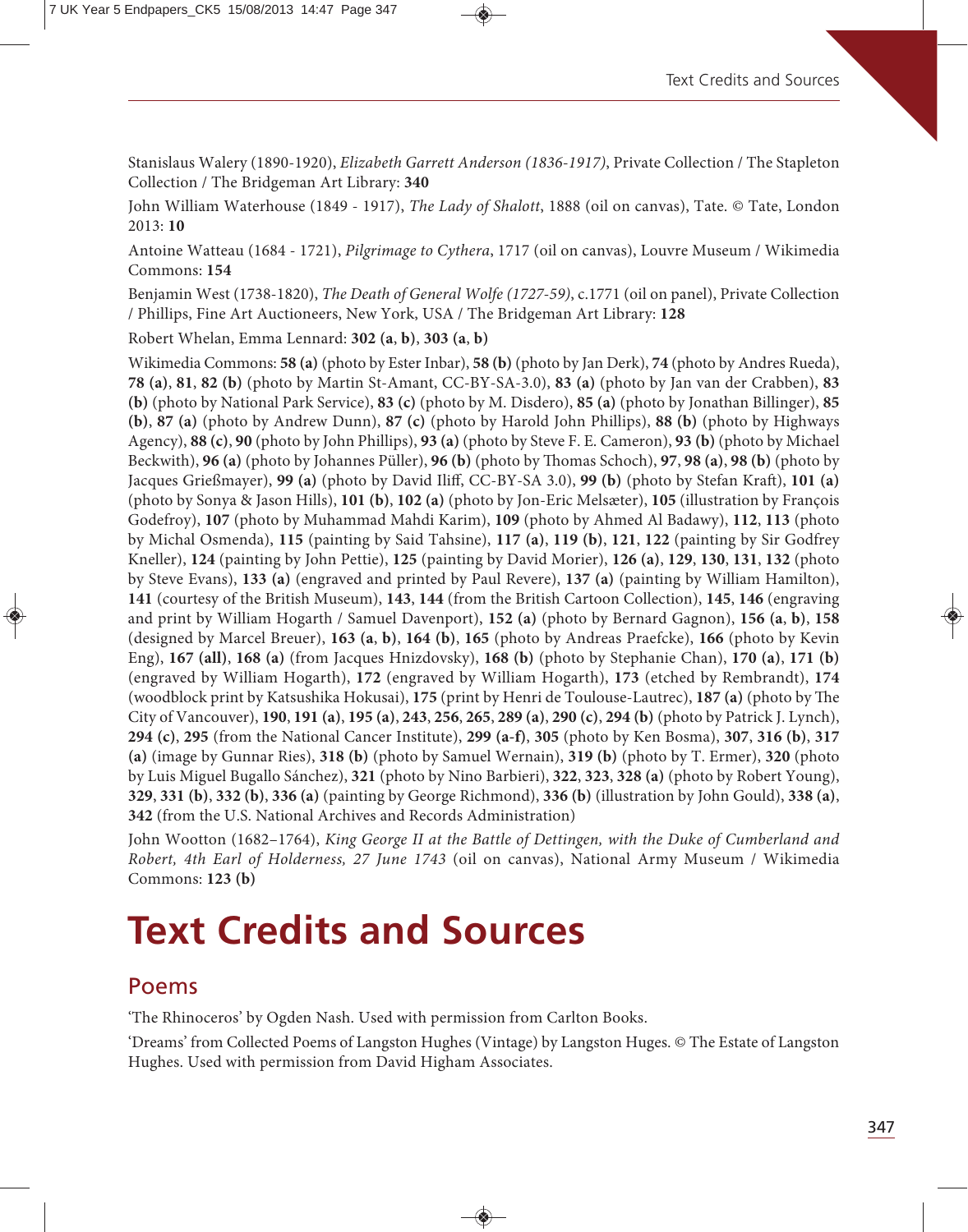Stanislaus Walery (1890-1920), *Elizabeth Garrett Anderson (1836-1917)*, Private Collection / The Stapleton Collection / The Bridgeman Art Library: **340**

John William Waterhouse (1849 - 1917), *The Lady of Shalott*, 1888 (oil on canvas), Tate. © Tate, London 2013: **10**

Antoine Watteau (1684 - 1721), *Pilgrimage to Cythera*, 1717 (oil on canvas), Louvre Museum / Wikimedia Commons: **154**

Benjamin West (1738-1820), *The Death of General Wolfe (1727-59)*, c.1771 (oil on panel), Private Collection / Phillips, Fine Art Auctioneers, New York, USA / The Bridgeman Art Library: **128**

Robert Whelan, Emma Lennard: **302 (a**, **b)**, **303 (a**, **b)**

Wikimedia Commons: **58 (a)** (photo by Ester Inbar), **58 (b)** (photo by Jan Derk), **74** (photo by Andres Rueda), **78 (a)**, **81**, **82 (b)** (photo by Martin St-Amant, CC-BY-SA-3.0), **83 (a)** (photo by Jan van der Crabben), **83 (b)** (photo by National Park Service), **83 (c)** (photo by M. Disdero), **85 (a)** (photo by Jonathan Billinger), **85 (b)**, **87 (a)** (photo by Andrew Dunn), **87 (c)** (photo by Harold John Phillips), **88 (b)** (photo by Highways Agency), **88 (c)**, **90** (photo by John Phillips), **93 (a)** (photo by Steve F. E. Cameron), **93 (b)** (photo by Michael Beckwith), **96 (a)** (photo by Johannes Püller), **96 (b)** (photo by Thomas Schoch), **97**, **98 (a)**, **98 (b)** (photo by Jacques Grießmayer), **99 (a)** (photo by David Iliff, CC-BY-SA 3.0), **99 (b)** (photo by Stefan Kraft), **101 (a)** (photo by Sonya & Jason Hills), **101 (b)**, **102 (a)** (photo by Jon-Eric Melsæter), **105** (illustration by François Godefroy), **107** (photo by Muhammad Mahdi Karim), **109** (photo by Ahmed Al Badawy), **112**, **113** (photo by Michal Osmenda), **115** (painting by Said Tahsine), **117 (a)**, **119 (b)**, **121**, **122** (painting by Sir Godfrey Kneller), **124** (painting by John Pettie), **125** (painting by David Morier), **126 (a)**, **129**, **130**, **131**, **132** (photo by Steve Evans), **133 (a)** (engraved and printed by Paul Revere), **137 (a)** (painting by William Hamilton), **141** (courtesy of the British Museum), **143**, **144** (from the British Cartoon Collection), **145**, **146** (engraving and print by William Hogarth / Samuel Davenport), **152 (a)** (photo by Bernard Gagnon), **156 (a**, **b)**, **158** (designed by Marcel Breuer), **163 (a**, **b)**, **164 (b)**, **165** (photo by Andreas Praefcke), **166** (photo by Kevin Eng), **167 (all)**, **168 (a)** (from Jacques Hnizdovsky), **168 (b)** (photo by Stephanie Chan), **170 (a)**, **171 (b)** (engraved by William Hogarth), **172** (engraved by William Hogarth), **173** (etched by Rembrandt), **174** (woodblock print by Katsushika Hokusai), **175** (print by Henri de Toulouse-Lautrec), **187 (a)** (photo by The City of Vancouver), **190**, **191 (a)**, **195 (a)**, **243**, **256**, **265**, **289 (a)**, **290 (c)**, **294 (b)** (photo by Patrick J. Lynch), **294 (c)**, **295** (from the National Cancer Institute), **299 (a-f)**, **305** (photo by Ken Bosma), **307**, **316 (b)**, **317 (a)** (image by Gunnar Ries), **318 (b)** (photo by Samuel Wernain), **319 (b)** (photo by T. Ermer), **320** (photo by Luis Miguel Bugallo Sánchez), **321** (photo by Nino Barbieri), **322**, **323**, **328 (a)** (photo by Robert Young), **329**, **331 (b)**, **332 (b)**, **336 (a)** (painting by George Richmond), **336 (b)** (illustration by John Gould), **338 (a)**, **342** (from the U.S. National Archives and Records Administration)

John Wootton (1682–1764), *King George II at the Battle of Dettingen, with the Duke of Cumberland and Robert, 4th Earl of Holderness, 27 June 1743* (oil on canvas), National Army Museum / Wikimedia Commons: **123 (b)**

# Text Credits and Sources

## Poems

'The Rhinoceros' by Ogden Nash. Used with permission from Carlton Books.

'Dreams' from Collected Poems of Langston Hughes (Vintage) by Langston Huges. © The Estate of Langston Hughes. Used with permission from David Higham Associates.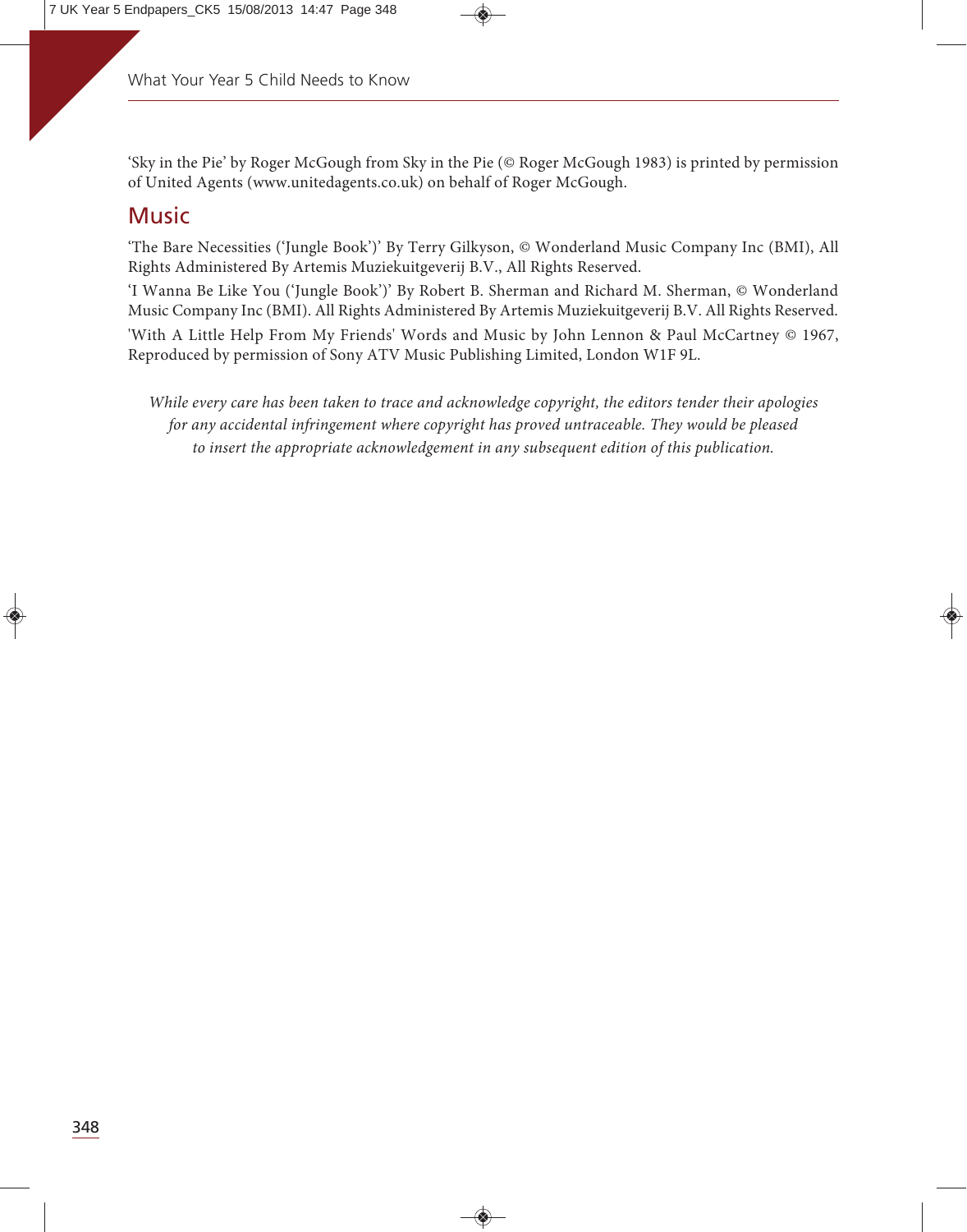'Sky in the Pie' by Roger McGough from Sky in the Pie (© Roger McGough 1983) is printed by permission of United Agents (www.unitedagents.co.uk) on behalf of Roger McGough.

## Music

'The Bare Necessities ('Jungle Book')' By Terry Gilkyson, © Wonderland Music Company Inc (BMI), All Rights Administered By Artemis Muziekuitgeverij B.V., All Rights Reserved.

'I Wanna Be Like You ('Jungle Book')' By Robert B. Sherman and Richard M. Sherman, © Wonderland Music Company Inc (BMI). All Rights Administered By Artemis Muziekuitgeverij B.V. All Rights Reserved.

'With A Little Help From My Friends' Words and Music by John Lennon & Paul McCartney © 1967, Reproduced by permission of Sony ATV Music Publishing Limited, London W1F 9L.

*While every care has been taken to trace and acknowledge copyright, the editors tender their apologies for any accidental infringement where copyright has proved untraceable. They would be pleased to insert the appropriate acknowledgement in any subsequent edition of this publication.*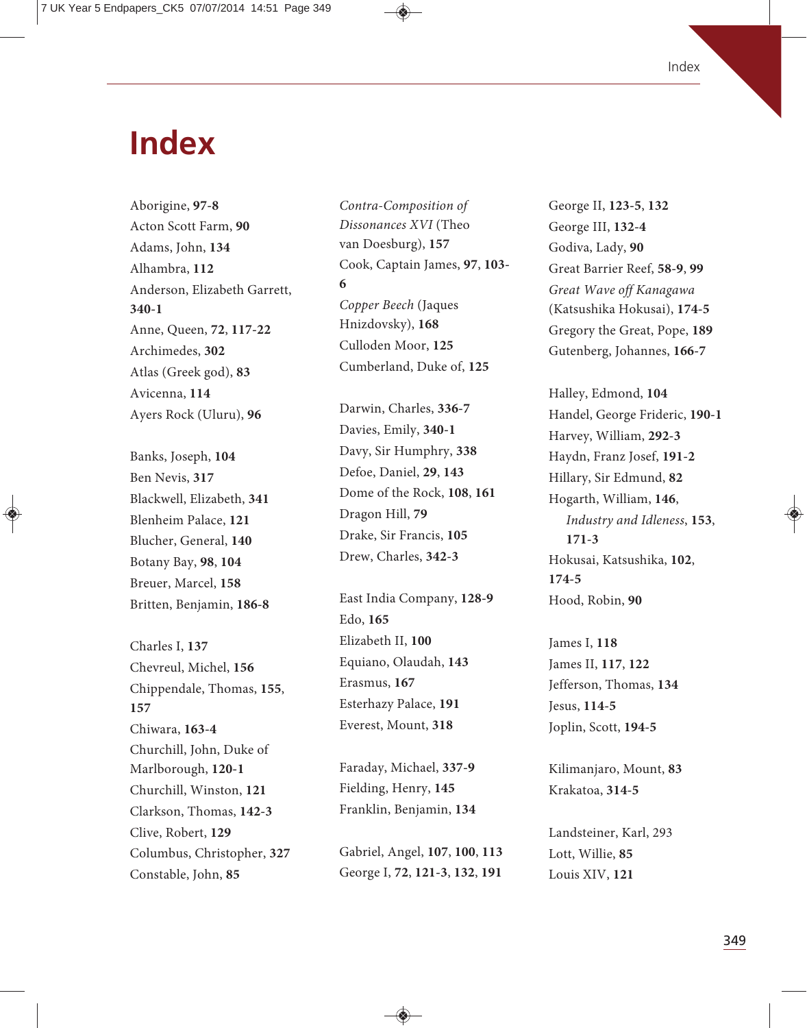# Index

Aborigine, **97-8**
Acton Scott Farm, **90**
Adams, John, **134**
Alhambra, **112**
Anderson, Elizabeth Garrett, **340-1**
Anne, Queen, **72**, **117-22**
Archimedes, **302**
Atlas (Greek god), **83**
Avicenna, **114**
Ayers Rock (Uluru), **96**

Banks, Joseph, **104**
Ben Nevis, **317**
Blackwell, Elizabeth, **341**
Blenheim Palace, **121**
Blucher, General, **140**
Botany Bay, **98**, **104**
Breuer, Marcel, **158**
Britten, Benjamin, **186-8**

Charles I, **137**
Chevreul, Michel, **156**
Chippendale, Thomas, **155**, **157**
Chiwara, **163-4**
Churchill, John, Duke of Marlborough, **120-1**
Churchill, Winston, **121**
Clarkson, Thomas, **142-3**
Clive, Robert, **129**
Columbus, Christopher, **327**
Constable, John, **85**
*Contra-Composition of Dissonances XVI* (Theo van Doesburg), **157**
Cook, Captain James, **97**, **103-6**
*Copper Beech* (Jaques Hnizdovsky), **168**
Culloden Moor, **125**
Cumberland, Duke of, **125**

Darwin, Charles, **336-7**
Davies, Emily, **340-1**
Davy, Sir Humphry, **338**
Defoe, Daniel, **29**, **143**
Dome of the Rock, **108**, **161**
Dragon Hill, **79**
Drake, Sir Francis, **105**
Drew, Charles, **342-3**

East India Company, **128-9**
Edo, **165**
Elizabeth II, **100**
Equiano, Olaudah, **143**
Erasmus, **167**
Esterhazy Palace, **191**
Everest, Mount, **318**

Faraday, Michael, **337-9**
Fielding, Henry, **145**
Franklin, Benjamin, **134**

Gabriel, Angel, **107**, **100**, **113**
George I, **72**, **121-3**, **132**, **191**
George II, **123-5**, **132**
George III, **132-4**
Godiva, Lady, **90**
Great Barrier Reef, **58-9**, **99**
*Great Wave off Kanagawa* (Katsushika Hokusai), **174-5**
Gregory the Great, Pope, **189**
Gutenberg, Johannes, **166-7**

Halley, Edmond, **104**
Handel, George Frideric, **190-1**
Harvey, William, **292-3**
Haydn, Franz Josef, **191-2**
Hillary, Sir Edmund, **82**
Hogarth, William, **146**,
    *Industry and Idleness*, **153**, **171-3**
Hokusai, Katsushika, **102**, **174-5**
Hood, Robin, **90**

James I, **118**
James II, **117**, **122**
Jefferson, Thomas, **134**
Jesus, **114-5**
Joplin, Scott, **194-5**

Kilimanjaro, Mount, **83**
Krakatoa, **314-5**

Landsteiner, Karl, 293
Lott, Willie, **85**
Louis XIV, **121**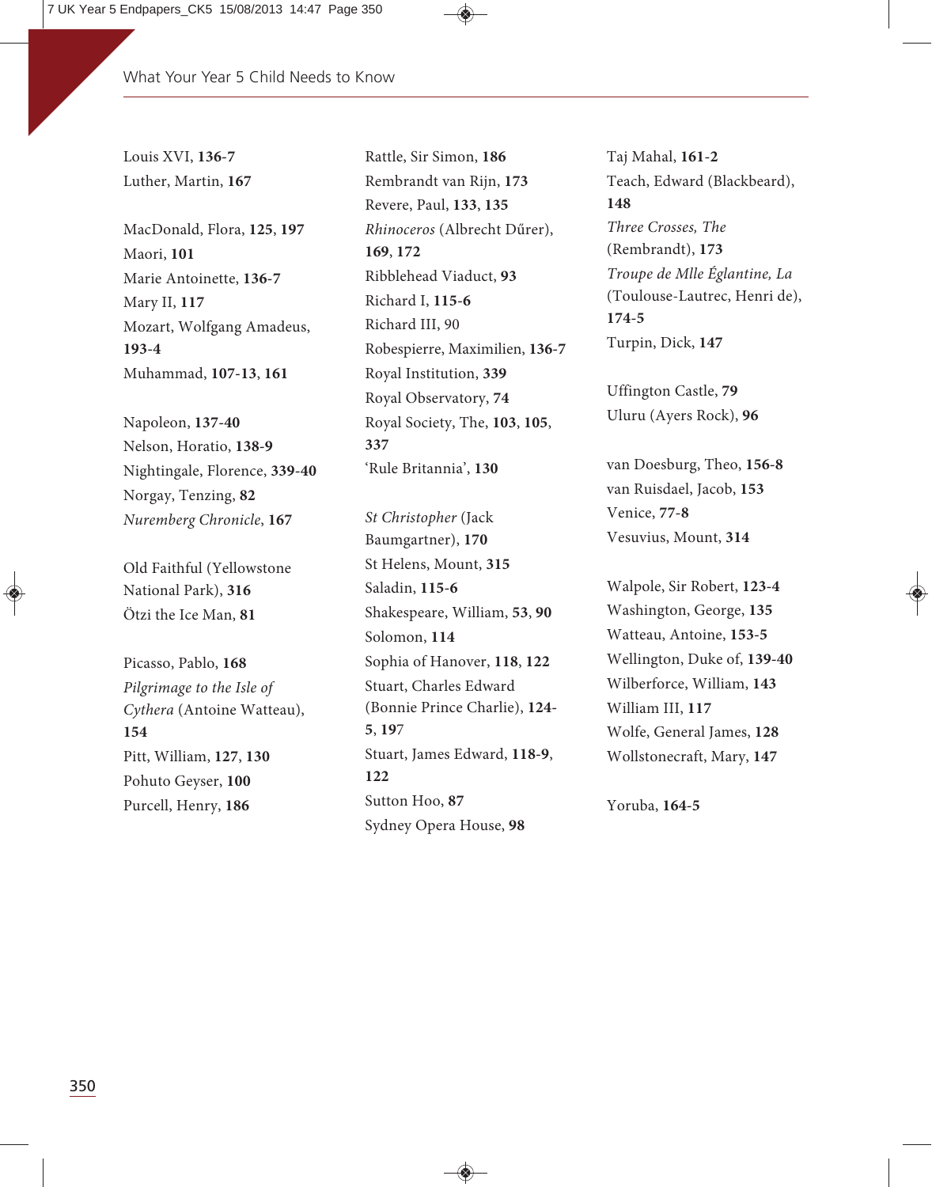Louis XVI, **136-7**
Luther, Martin, **167**

MacDonald, Flora, **125**, **197**
Maori, **101**
Marie Antoinette, **136-7**
Mary II, **117**
Mozart, Wolfgang Amadeus, **193-4**
Muhammad, **107-13**, **161**

Napoleon, **137-40**
Nelson, Horatio, **138-9**
Nightingale, Florence, **339-40**
Norgay, Tenzing, **82**
*Nuremberg Chronicle*, **167**

Old Faithful (Yellowstone National Park), **316**
Ötzi the Ice Man, **81**

Picasso, Pablo, **168**
*Pilgrimage to the Isle of Cythera* (Antoine Watteau), **154**
Pitt, William, **127**, **130**
Pohuto Geyser, **100**
Purcell, Henry, **186**

Rattle, Sir Simon, **186**
Rembrandt van Rijn, **173**
Revere, Paul, **133**, **135**
*Rhinoceros* (Albrecht Dűrer), **169**, **172**
Ribblehead Viaduct, **93**
Richard I, **115-6**
Richard III, 90
Robespierre, Maximilien, **136-7**
Royal Institution, **339**
Royal Observatory, **74**
Royal Society, The, **103**, **105**, **337**
'Rule Britannia', **130**

*St Christopher* (Jack Baumgartner), **170**
St Helens, Mount, **315**
Saladin, **115-6**
Shakespeare, William, **53**, **90**
Solomon, **114**
Sophia of Hanover, **118**, **122**
Stuart, Charles Edward (Bonnie Prince Charlie), **124-5**, 197
Stuart, James Edward, **118-9**, **122**
Sutton Hoo, **87**
Sydney Opera House, **98**

Taj Mahal, **161-2**
Teach, Edward (Blackbeard), **148**
*Three Crosses, The* (Rembrandt), **173**
*Troupe de Mlle Églantine, La* (Toulouse-Lautrec, Henri de), **174-5**
Turpin, Dick, **147**

Uffington Castle, **79**
Uluru (Ayers Rock), **96**

van Doesburg, Theo, **156-8**
van Ruisdael, Jacob, **153**
Venice, **77-8**
Vesuvius, Mount, **314**

Walpole, Sir Robert, **123-4**
Washington, George, **135**
Watteau, Antoine, **153-5**
Wellington, Duke of, **139-40**
Wilberforce, William, **143**
William III, **117**
Wolfe, General James, **128**
Wollstonecraft, Mary, **147**

Yoruba, **164-5**